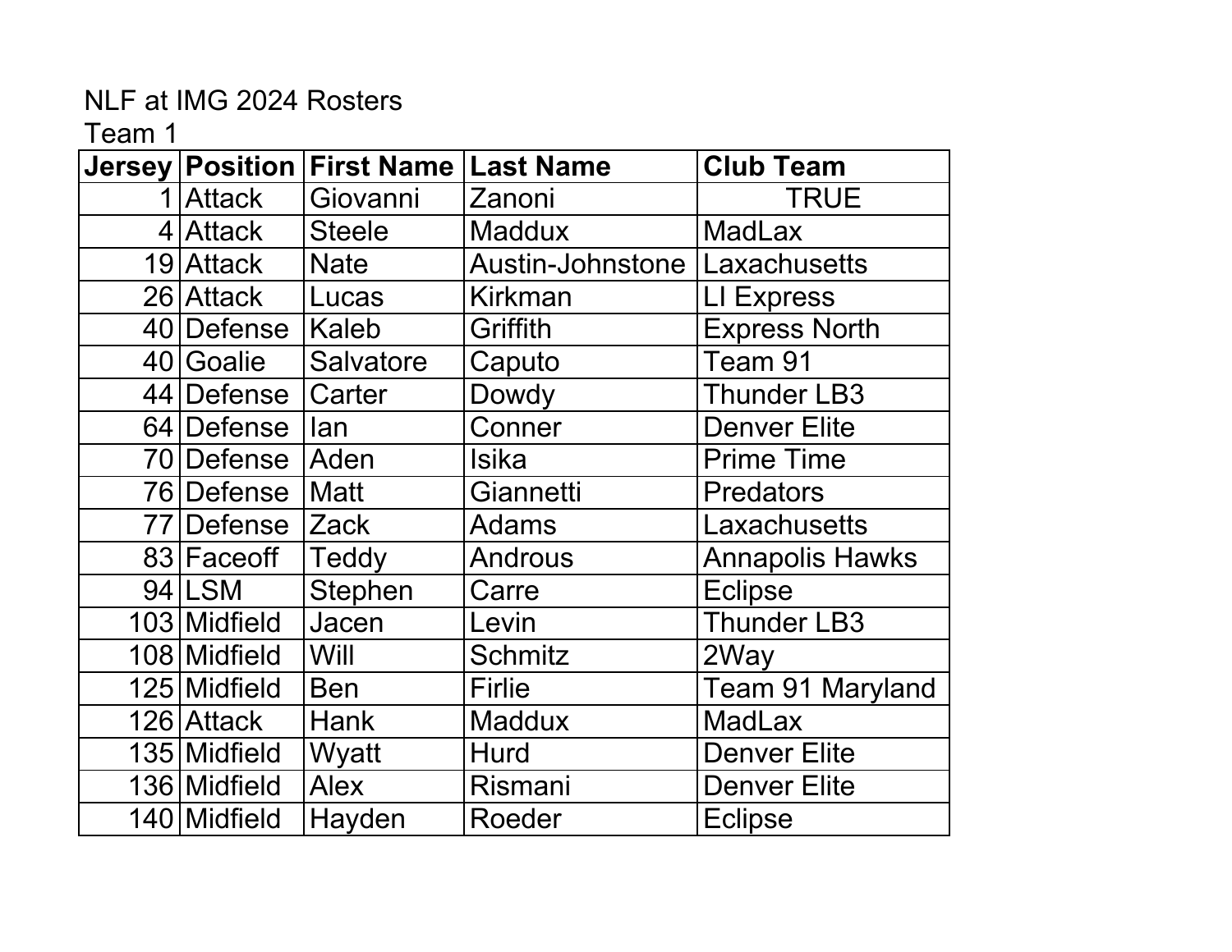NLF at IMG 2024 Rosters

Team 1

| Jersey | Position | First Name | Last Name | Club Team |
| --- | --- | --- | --- | --- |
| 1 | Attack | Giovanni | Zanoni | TRUE |
| 4 | Attack | Steele | Maddux | MadLax |
| 19 | Attack | Nate | Austin-Johnstone | Laxachusetts |
| 26 | Attack | Lucas | Kirkman | LI Express |
| 40 | Defense | Kaleb | Griffith | Express North |
| 40 | Goalie | Salvatore | Caputo | Team 91 |
| 44 | Defense | Carter | Dowdy | Thunder LB3 |
| 64 | Defense | Ian | Conner | Denver Elite |
| 70 | Defense | Aden | Isika | Prime Time |
| 76 | Defense | Matt | Giannetti | Predators |
| 77 | Defense | Zack | Adams | Laxachusetts |
| 83 | Faceoff | Teddy | Androus | Annapolis Hawks |
| 94 | LSM | Stephen | Carre | Eclipse |
| 103 | Midfield | Jacen | Levin | Thunder LB3 |
| 108 | Midfield | Will | Schmitz | 2Way |
| 125 | Midfield | Ben | Firlie | Team 91 Maryland |
| 126 | Attack | Hank | Maddux | MadLax |
| 135 | Midfield | Wyatt | Hurd | Denver Elite |
| 136 | Midfield | Alex | Rismani | Denver Elite |
| 140 | Midfield | Hayden | Roeder | Eclipse |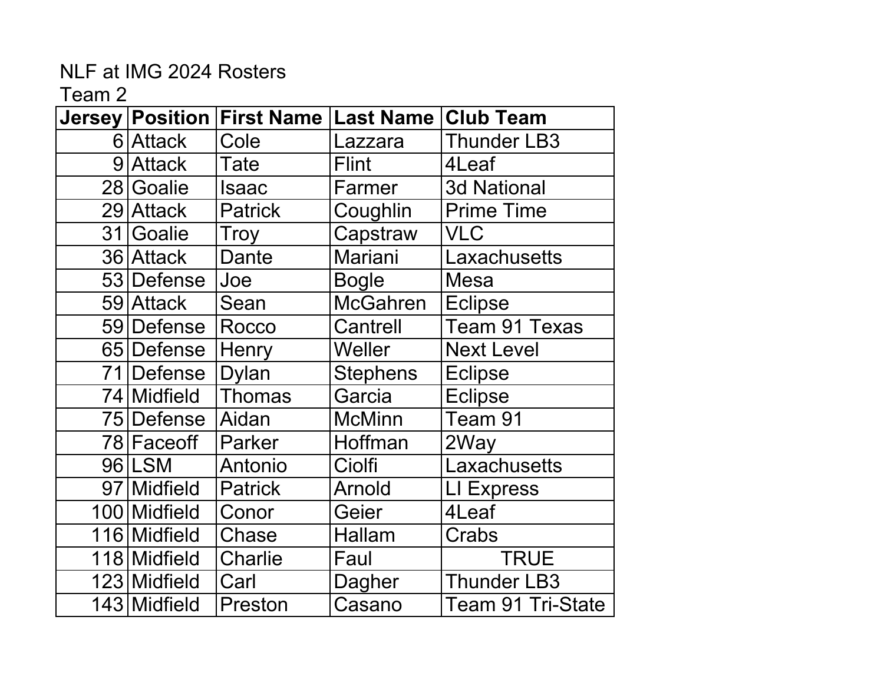NLF at IMG 2024 Rosters

Team 2

| Jersey | Position | First Name | Last Name | Club Team |
|---|---|---|---|---|
| 6 | Attack | Cole | Lazzara | Thunder LB3 |
| 9 | Attack | Tate | Flint | 4Leaf |
| 28 | Goalie | Isaac | Farmer | 3d National |
| 29 | Attack | Patrick | Coughlin | Prime Time |
| 31 | Goalie | Troy | Capstraw | VLC |
| 36 | Attack | Dante | Mariani | Laxachusetts |
| 53 | Defense | Joe | Bogle | Mesa |
| 59 | Attack | Sean | McGahren | Eclipse |
| 59 | Defense | Rocco | Cantrell | Team 91 Texas |
| 65 | Defense | Henry | Weller | Next Level |
| 71 | Defense | Dylan | Stephens | Eclipse |
| 74 | Midfield | Thomas | Garcia | Eclipse |
| 75 | Defense | Aidan | McMinn | Team 91 |
| 78 | Faceoff | Parker | Hoffman | 2Way |
| 96 | LSM | Antonio | Ciolfi | Laxachusetts |
| 97 | Midfield | Patrick | Arnold | LI Express |
| 100 | Midfield | Conor | Geier | 4Leaf |
| 116 | Midfield | Chase | Hallam | Crabs |
| 118 | Midfield | Charlie | Faul | TRUE |
| 123 | Midfield | Carl | Dagher | Thunder LB3 |
| 143 | Midfield | Preston | Casano | Team 91 Tri-State |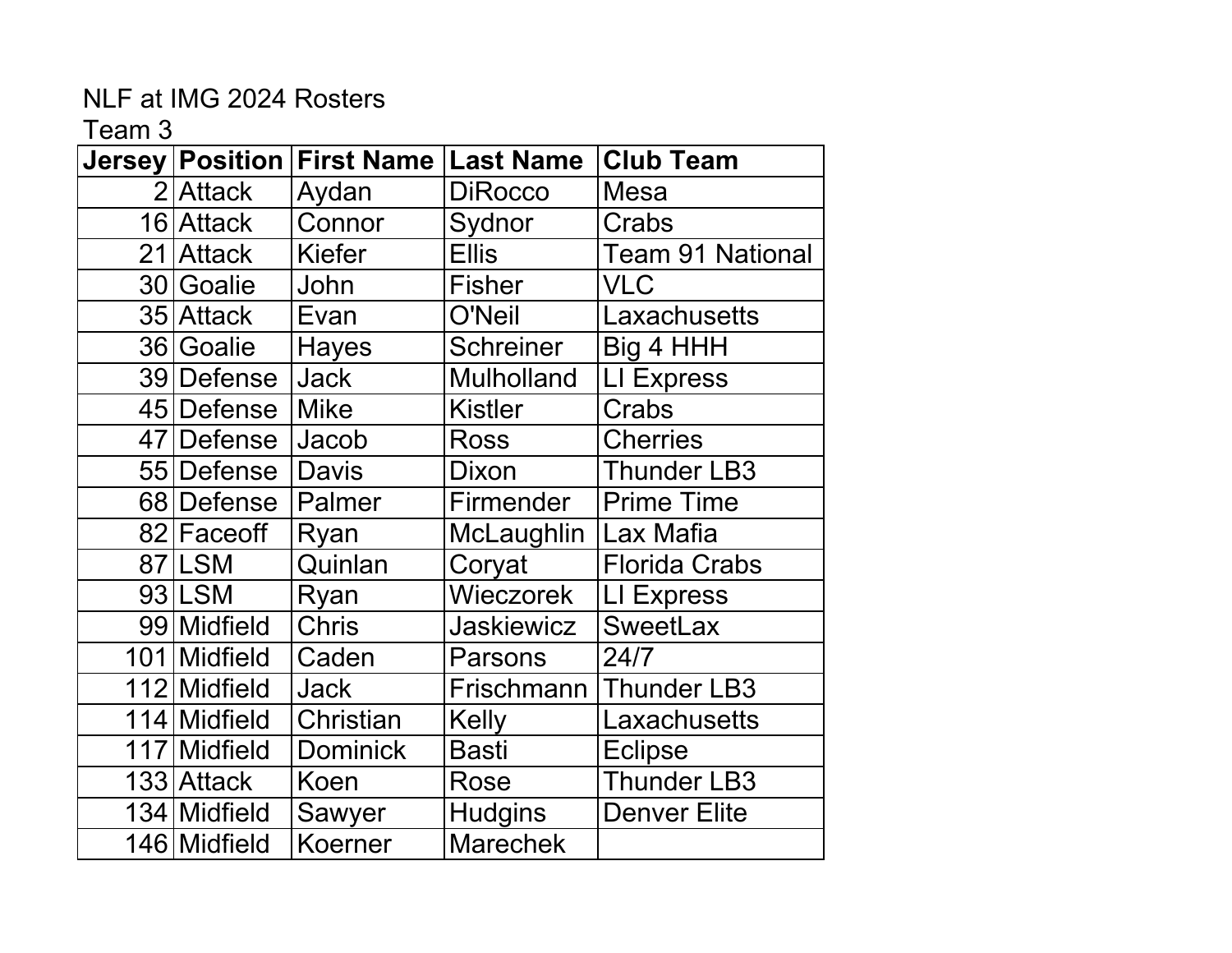NLF at IMG 2024 Rosters

Team 3

| Jersey | Position | First Name | Last Name | Club Team |
|---|---|---|---|---|
| 2 | Attack | Aydan | DiRocco | Mesa |
| 16 | Attack | Connor | Sydnor | Crabs |
| 21 | Attack | Kiefer | Ellis | Team 91 National |
| 30 | Goalie | John | Fisher | VLC |
| 35 | Attack | Evan | O'Neil | Laxachusetts |
| 36 | Goalie | Hayes | Schreiner | Big 4 HHH |
| 39 | Defense | Jack | Mulholland | LI Express |
| 45 | Defense | Mike | Kistler | Crabs |
| 47 | Defense | Jacob | Ross | Cherries |
| 55 | Defense | Davis | Dixon | Thunder LB3 |
| 68 | Defense | Palmer | Firmender | Prime Time |
| 82 | Faceoff | Ryan | McLaughlin | Lax Mafia |
| 87 | LSM | Quinlan | Coryat | Florida Crabs |
| 93 | LSM | Ryan | Wieczorek | LI Express |
| 99 | Midfield | Chris | Jaskiewicz | SweetLax |
| 101 | Midfield | Caden | Parsons | 24/7 |
| 112 | Midfield | Jack | Frischmann | Thunder LB3 |
| 114 | Midfield | Christian | Kelly | Laxachusetts |
| 117 | Midfield | Dominick | Basti | Eclipse |
| 133 | Attack | Koen | Rose | Thunder LB3 |
| 134 | Midfield | Sawyer | Hudgins | Denver Elite |
| 146 | Midfield | Koerner | Marechek | |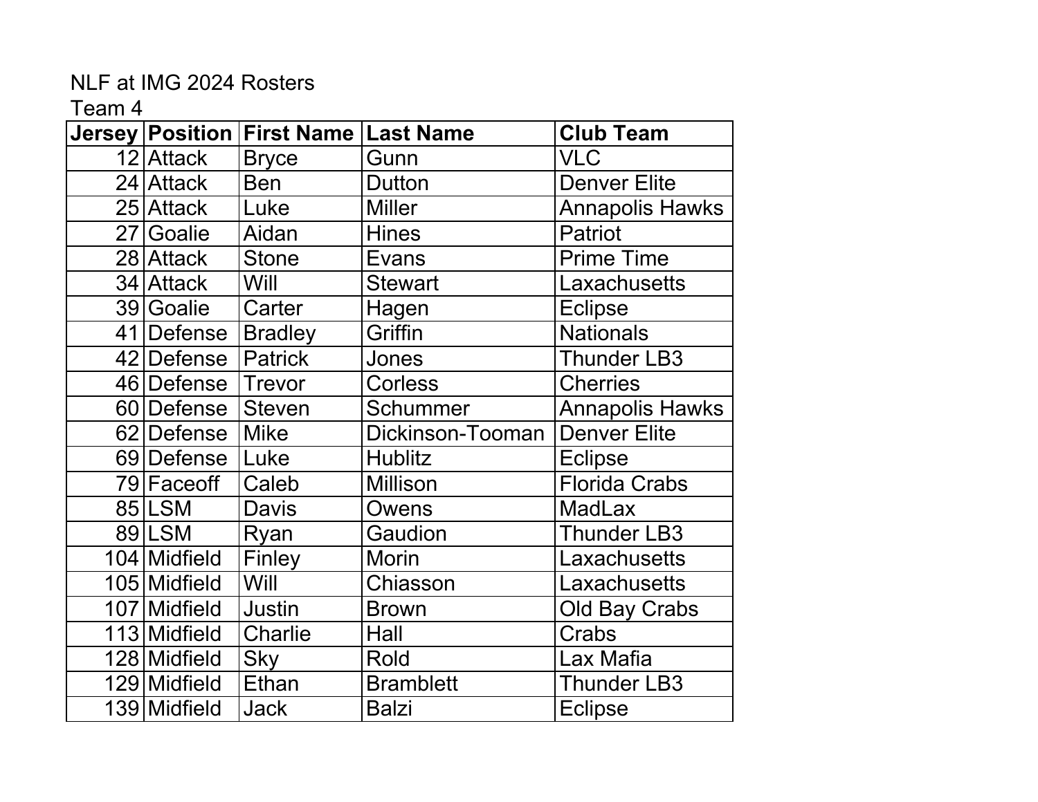NLF at IMG 2024 Rosters

Team 4

| Jersey | Position | First Name | Last Name | Club Team |
|---|---|---|---|---|
| 12 | Attack | Bryce | Gunn | VLC |
| 24 | Attack | Ben | Dutton | Denver Elite |
| 25 | Attack | Luke | Miller | Annapolis Hawks |
| 27 | Goalie | Aidan | Hines | Patriot |
| 28 | Attack | Stone | Evans | Prime Time |
| 34 | Attack | Will | Stewart | Laxachusetts |
| 39 | Goalie | Carter | Hagen | Eclipse |
| 41 | Defense | Bradley | Griffin | Nationals |
| 42 | Defense | Patrick | Jones | Thunder LB3 |
| 46 | Defense | Trevor | Corless | Cherries |
| 60 | Defense | Steven | Schummer | Annapolis Hawks |
| 62 | Defense | Mike | Dickinson-Tooman | Denver Elite |
| 69 | Defense | Luke | Hublitz | Eclipse |
| 79 | Faceoff | Caleb | Millison | Florida Crabs |
| 85 | LSM | Davis | Owens | MadLax |
| 89 | LSM | Ryan | Gaudion | Thunder LB3 |
| 104 | Midfield | Finley | Morin | Laxachusetts |
| 105 | Midfield | Will | Chiasson | Laxachusetts |
| 107 | Midfield | Justin | Brown | Old Bay Crabs |
| 113 | Midfield | Charlie | Hall | Crabs |
| 128 | Midfield | Sky | Rold | Lax Mafia |
| 129 | Midfield | Ethan | Bramblett | Thunder LB3 |
| 139 | Midfield | Jack | Balzi | Eclipse |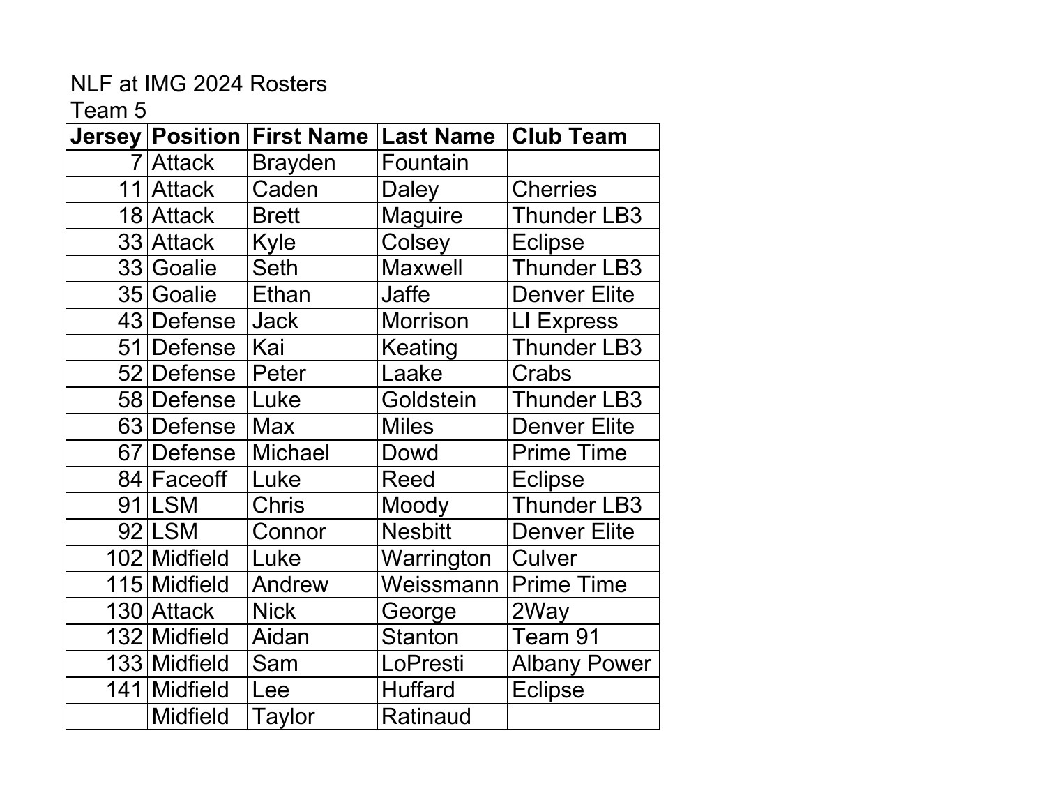NLF at IMG 2024 Rosters

Team 5

| Jersey | Position | First Name | Last Name | Club Team |
|---|---|---|---|---|
| 7 | Attack | Brayden | Fountain | |
| 11 | Attack | Caden | Daley | Cherries |
| 18 | Attack | Brett | Maguire | Thunder LB3 |
| 33 | Attack | Kyle | Colsey | Eclipse |
| 33 | Goalie | Seth | Maxwell | Thunder LB3 |
| 35 | Goalie | Ethan | Jaffe | Denver Elite |
| 43 | Defense | Jack | Morrison | LI Express |
| 51 | Defense | Kai | Keating | Thunder LB3 |
| 52 | Defense | Peter | Laake | Crabs |
| 58 | Defense | Luke | Goldstein | Thunder LB3 |
| 63 | Defense | Max | Miles | Denver Elite |
| 67 | Defense | Michael | Dowd | Prime Time |
| 84 | Faceoff | Luke | Reed | Eclipse |
| 91 | LSM | Chris | Moody | Thunder LB3 |
| 92 | LSM | Connor | Nesbitt | Denver Elite |
| 102 | Midfield | Luke | Warrington | Culver |
| 115 | Midfield | Andrew | Weissmann | Prime Time |
| 130 | Attack | Nick | George | 2Way |
| 132 | Midfield | Aidan | Stanton | Team 91 |
| 133 | Midfield | Sam | LoPresti | Albany Power |
| 141 | Midfield | Lee | Huffard | Eclipse |
| | Midfield | Taylor | Ratinaud | |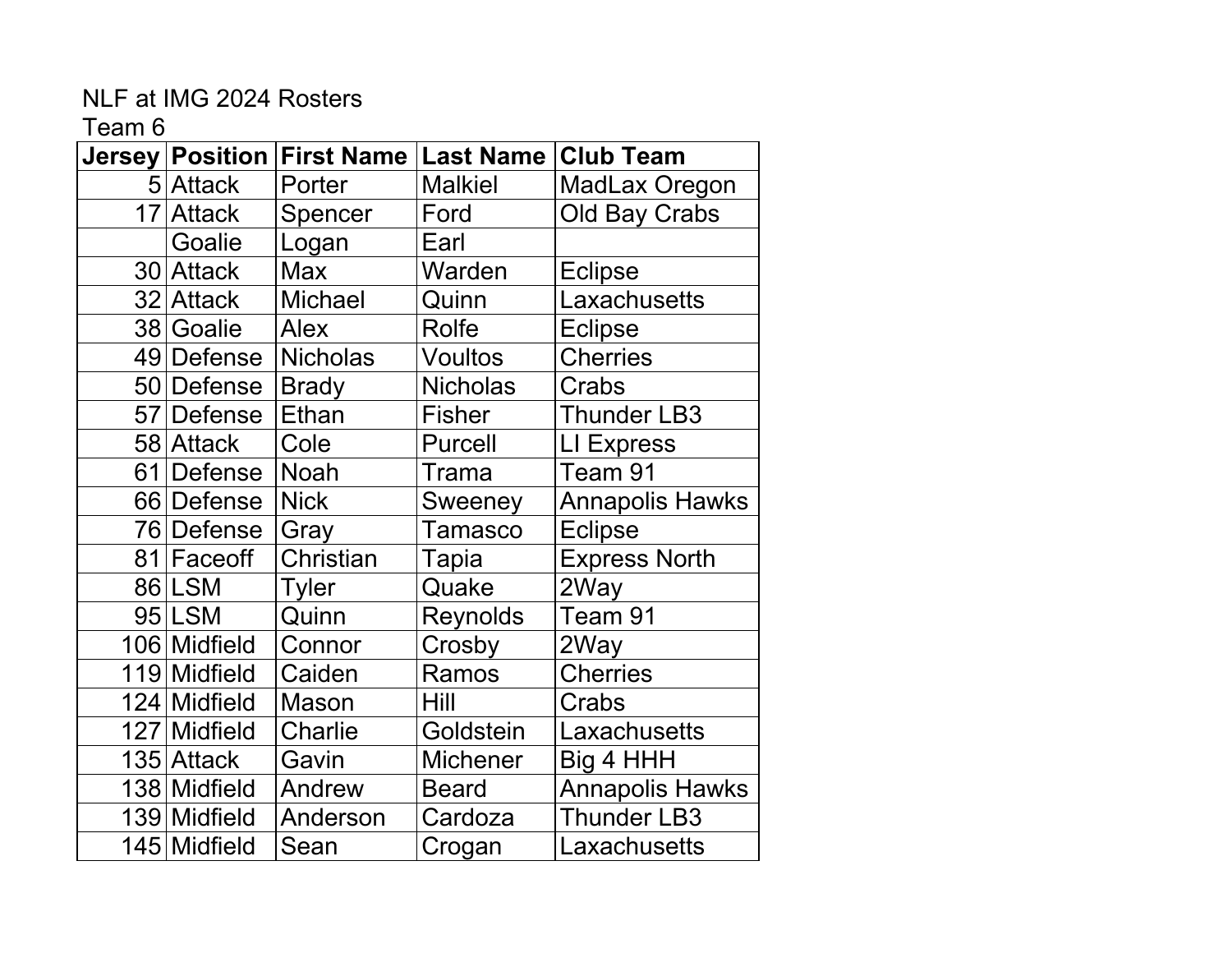NLF at IMG 2024 Rosters

Team 6

| Jersey | Position | First Name | Last Name | Club Team |
|---|---|---|---|---|
| 5 | Attack | Porter | Malkiel | MadLax Oregon |
| 17 | Attack | Spencer | Ford | Old Bay Crabs |
| | Goalie | Logan | Earl | |
| 30 | Attack | Max | Warden | Eclipse |
| 32 | Attack | Michael | Quinn | Laxachusetts |
| 38 | Goalie | Alex | Rolfe | Eclipse |
| 49 | Defense | Nicholas | Voultos | Cherries |
| 50 | Defense | Brady | Nicholas | Crabs |
| 57 | Defense | Ethan | Fisher | Thunder LB3 |
| 58 | Attack | Cole | Purcell | LI Express |
| 61 | Defense | Noah | Trama | Team 91 |
| 66 | Defense | Nick | Sweeney | Annapolis Hawks |
| 76 | Defense | Gray | Tamasco | Eclipse |
| 81 | Faceoff | Christian | Tapia | Express North |
| 86 | LSM | Tyler | Quake | 2Way |
| 95 | LSM | Quinn | Reynolds | Team 91 |
| 106 | Midfield | Connor | Crosby | 2Way |
| 119 | Midfield | Caiden | Ramos | Cherries |
| 124 | Midfield | Mason | Hill | Crabs |
| 127 | Midfield | Charlie | Goldstein | Laxachusetts |
| 135 | Attack | Gavin | Michener | Big 4 HHH |
| 138 | Midfield | Andrew | Beard | Annapolis Hawks |
| 139 | Midfield | Anderson | Cardoza | Thunder LB3 |
| 145 | Midfield | Sean | Crogan | Laxachusetts |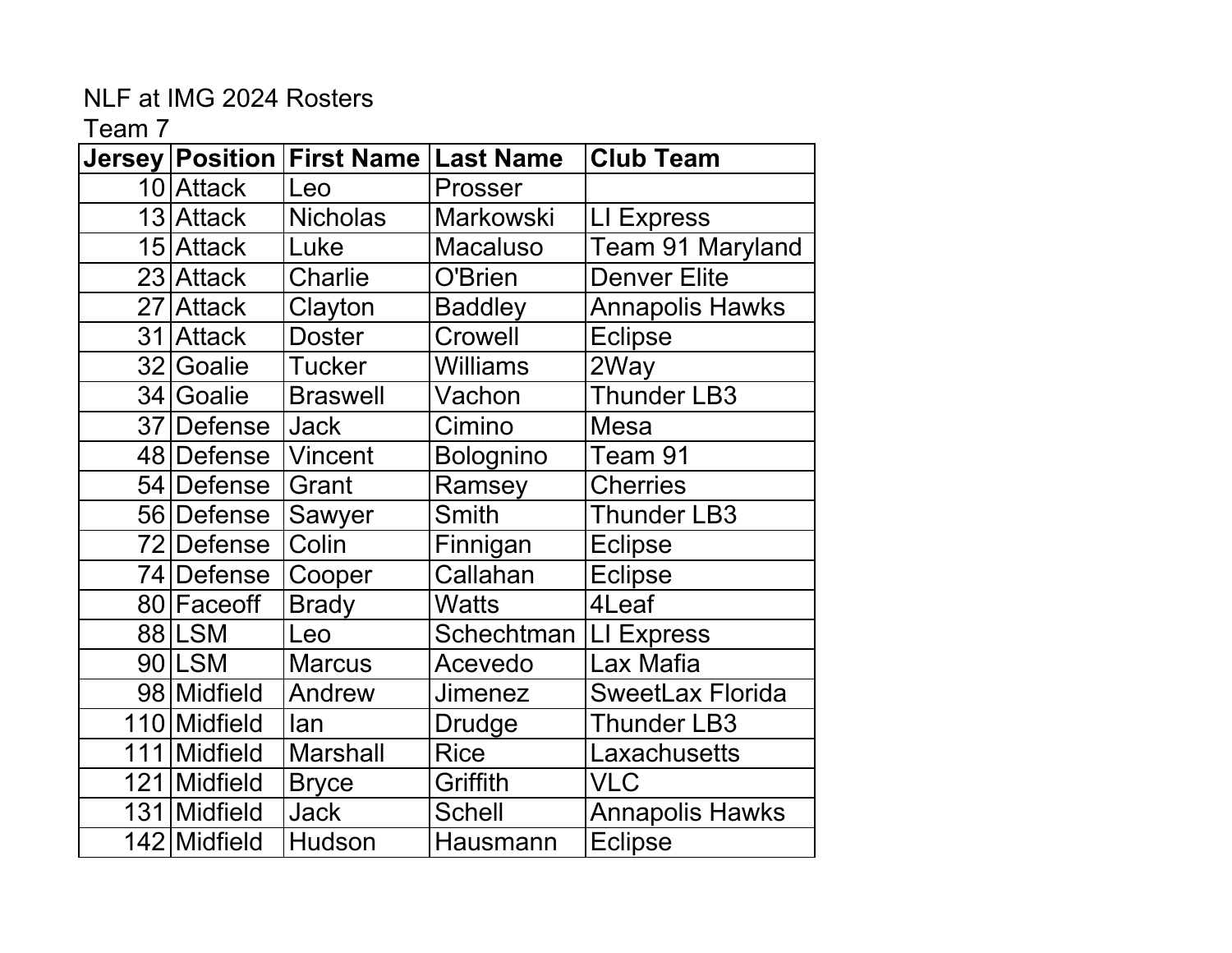NLF at IMG 2024 Rosters

Team 7

| Jersey | Position | First Name | Last Name | Club Team |
|---|---|---|---|---|
| 10 | Attack | Leo | Prosser | |
| 13 | Attack | Nicholas | Markowski | LI Express |
| 15 | Attack | Luke | Macaluso | Team 91 Maryland |
| 23 | Attack | Charlie | O'Brien | Denver Elite |
| 27 | Attack | Clayton | Baddley | Annapolis Hawks |
| 31 | Attack | Doster | Crowell | Eclipse |
| 32 | Goalie | Tucker | Williams | 2Way |
| 34 | Goalie | Braswell | Vachon | Thunder LB3 |
| 37 | Defense | Jack | Cimino | Mesa |
| 48 | Defense | Vincent | Bolognino | Team 91 |
| 54 | Defense | Grant | Ramsey | Cherries |
| 56 | Defense | Sawyer | Smith | Thunder LB3 |
| 72 | Defense | Colin | Finnigan | Eclipse |
| 74 | Defense | Cooper | Callahan | Eclipse |
| 80 | Faceoff | Brady | Watts | 4Leaf |
| 88 | LSM | Leo | Schechtman | LI Express |
| 90 | LSM | Marcus | Acevedo | Lax Mafia |
| 98 | Midfield | Andrew | Jimenez | SweetLax Florida |
| 110 | Midfield | Ian | Drudge | Thunder LB3 |
| 111 | Midfield | Marshall | Rice | Laxachusetts |
| 121 | Midfield | Bryce | Griffith | VLC |
| 131 | Midfield | Jack | Schell | Annapolis Hawks |
| 142 | Midfield | Hudson | Hausmann | Eclipse |